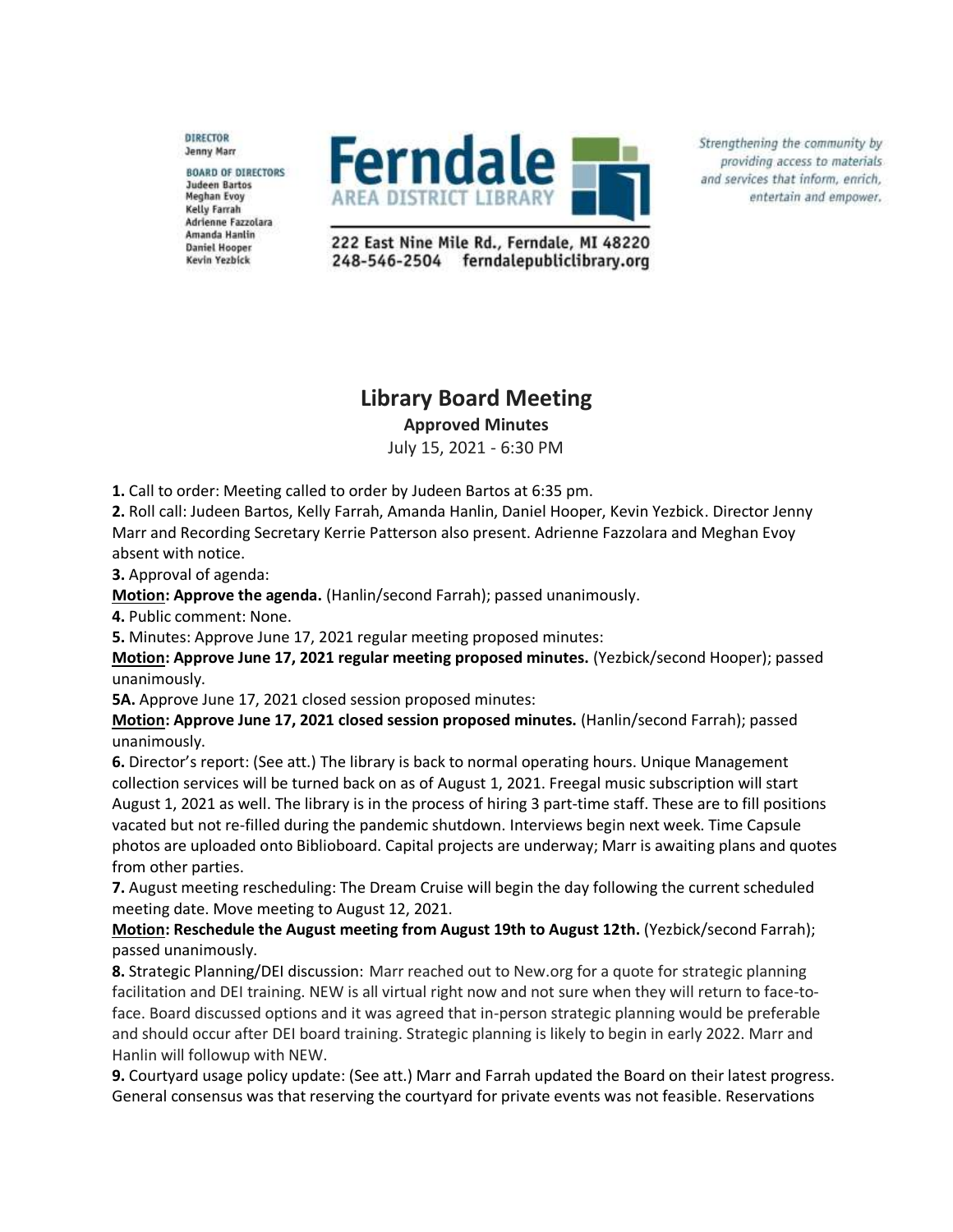**DIRECTOR**
Jenny Marr

**BOARD OF DIRECTORS**
Judeen Bartos
Meghan Evoy
Kelly Farrah
Adrienne Fazzolara
Amanda Hanlin
Daniel Hooper
Kevin Yezbick

**Ferndale**
AREA DISTRICT LIBRARY

222 East Nine Mile Rd., Ferndale, MI 48220
248-546-2504 ferndalepubliclibrary.org

*Strengthening the community by providing access to materials and services that inform, enrich, entertain and empower.*

# Library Board Meeting

**Approved Minutes**

July 15, 2021 - 6:30 PM

**1.** Call to order: Meeting called to order by Judeen Bartos at 6:35 pm.

**2.** Roll call: Judeen Bartos, Kelly Farrah, Amanda Hanlin, Daniel Hooper, Kevin Yezbick. Director Jenny Marr and Recording Secretary Kerrie Patterson also present. Adrienne Fazzolara and Meghan Evoy absent with notice.

**3.** Approval of agenda:

**Motion: Approve the agenda.** (Hanlin/second Farrah); passed unanimously.

**4.** Public comment: None.

**5.** Minutes: Approve June 17, 2021 regular meeting proposed minutes:

**Motion: Approve June 17, 2021 regular meeting proposed minutes.** (Yezbick/second Hooper); passed unanimously.

**5A.** Approve June 17, 2021 closed session proposed minutes:

**Motion: Approve June 17, 2021 closed session proposed minutes.** (Hanlin/second Farrah); passed unanimously.

**6.** Director's report: (See att.) The library is back to normal operating hours. Unique Management collection services will be turned back on as of August 1, 2021. Freegal music subscription will start August 1, 2021 as well. The library is in the process of hiring 3 part-time staff. These are to fill positions vacated but not re-filled during the pandemic shutdown. Interviews begin next week. Time Capsule photos are uploaded onto Biblioboard. Capital projects are underway; Marr is awaiting plans and quotes from other parties.

**7.** August meeting rescheduling: The Dream Cruise will begin the day following the current scheduled meeting date. Move meeting to August 12, 2021.

**Motion: Reschedule the August meeting from August 19th to August 12th.** (Yezbick/second Farrah); passed unanimously.

**8.** Strategic Planning/DEI discussion: Marr reached out to New.org for a quote for strategic planning facilitation and DEI training. NEW is all virtual right now and not sure when they will return to face-to-face. Board discussed options and it was agreed that in-person strategic planning would be preferable and should occur after DEI board training. Strategic planning is likely to begin in early 2022. Marr and Hanlin will followup with NEW.

**9.** Courtyard usage policy update: (See att.) Marr and Farrah updated the Board on their latest progress. General consensus was that reserving the courtyard for private events was not feasible. Reservations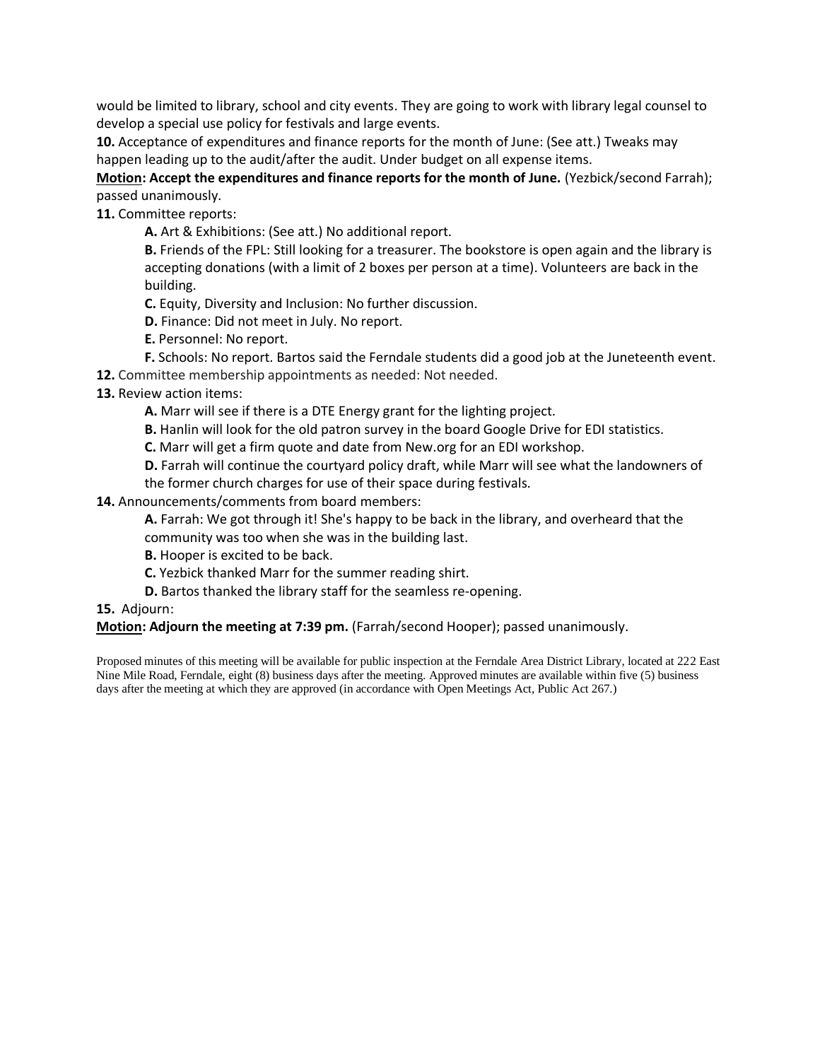would be limited to library, school and city events. They are going to work with library legal counsel to develop a special use policy for festivals and large events.

**10.** Acceptance of expenditures and finance reports for the month of June: (See att.) Tweaks may happen leading up to the audit/after the audit. Under budget on all expense items.

**Motion: Accept the expenditures and finance reports for the month of June.** (Yezbick/second Farrah); passed unanimously.

**11.** Committee reports:

- **A.** Art & Exhibitions: (See att.) No additional report.
- **B.** Friends of the FPL: Still looking for a treasurer. The bookstore is open again and the library is accepting donations (with a limit of 2 boxes per person at a time). Volunteers are back in the building.
- **C.** Equity, Diversity and Inclusion: No further discussion.
- **D.** Finance: Did not meet in July. No report.
- **E.** Personnel: No report.
- **F.** Schools: No report. Bartos said the Ferndale students did a good job at the Juneteenth event.

**12.** Committee membership appointments as needed: Not needed.

**13.** Review action items:

- **A.** Marr will see if there is a DTE Energy grant for the lighting project.
- **B.** Hanlin will look for the old patron survey in the board Google Drive for EDI statistics.
- **C.** Marr will get a firm quote and date from New.org for an EDI workshop.
- **D.** Farrah will continue the courtyard policy draft, while Marr will see what the landowners of the former church charges for use of their space during festivals.

**14.** Announcements/comments from board members:

- **A.** Farrah: We got through it! She's happy to be back in the library, and overheard that the community was too when she was in the building last.
- **B.** Hooper is excited to be back.
- **C.** Yezbick thanked Marr for the summer reading shirt.
- **D.** Bartos thanked the library staff for the seamless re-opening.

**15.** Adjourn:

**Motion: Adjourn the meeting at 7:39 pm.** (Farrah/second Hooper); passed unanimously.

Proposed minutes of this meeting will be available for public inspection at the Ferndale Area District Library, located at 222 East Nine Mile Road, Ferndale, eight (8) business days after the meeting. Approved minutes are available within five (5) business days after the meeting at which they are approved (in accordance with Open Meetings Act, Public Act 267.)